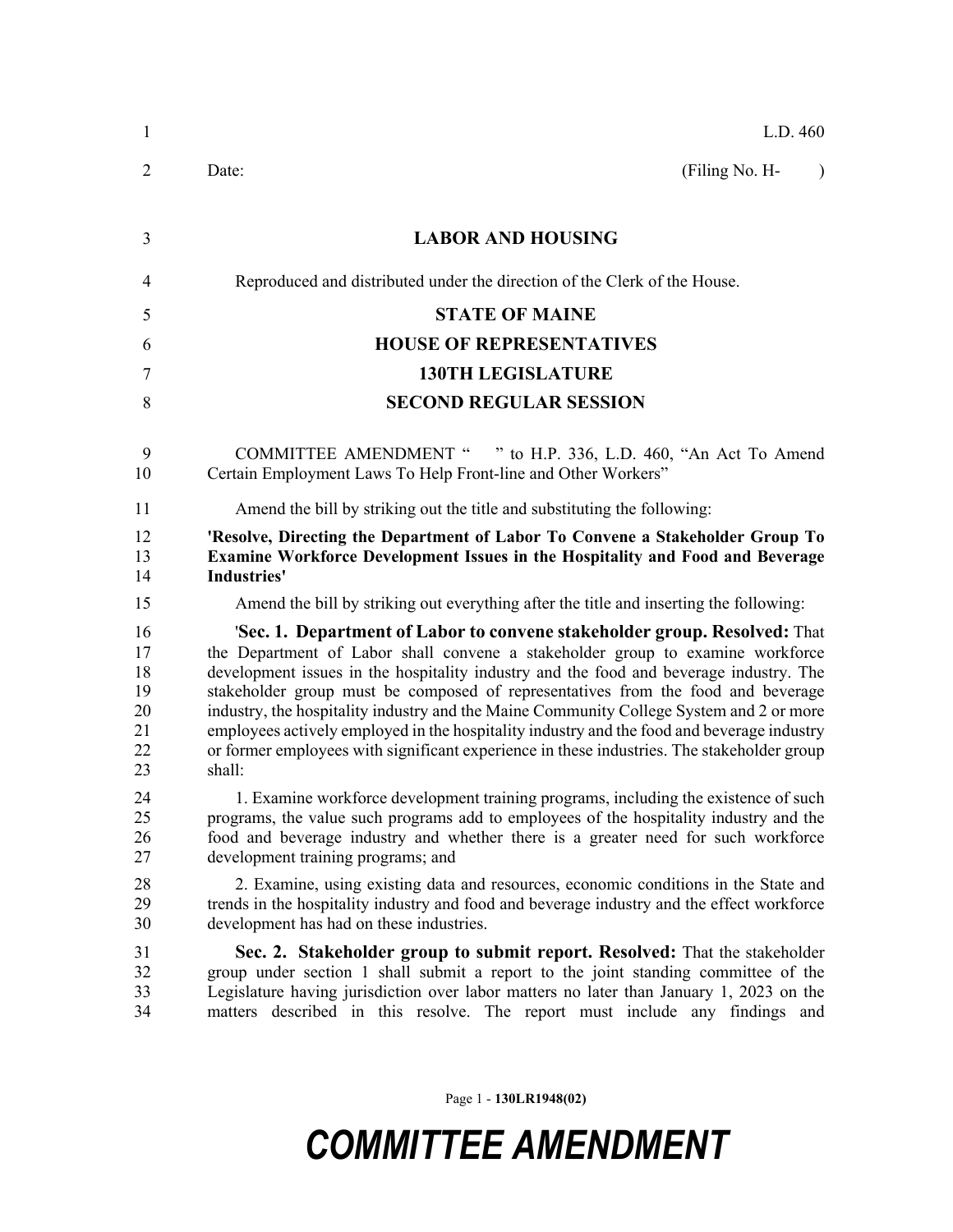L.D. 460

Date: (Filing No. H- )

**LABOR AND HOUSING**

Reproduced and distributed under the direction of the Clerk of the House.

**STATE OF MAINE**

**HOUSE OF REPRESENTATIVES**

**130TH LEGISLATURE**

**SECOND REGULAR SESSION**

COMMITTEE AMENDMENT " " to H.P. 336, L.D. 460, "An Act To Amend Certain Employment Laws To Help Front-line and Other Workers"

Amend the bill by striking out the title and substituting the following:

**'Resolve, Directing the Department of Labor To Convene a Stakeholder Group To Examine Workforce Development Issues in the Hospitality and Food and Beverage Industries'**

Amend the bill by striking out everything after the title and inserting the following:

'**Sec. 1. Department of Labor to convene stakeholder group. Resolved:** That the Department of Labor shall convene a stakeholder group to examine workforce development issues in the hospitality industry and the food and beverage industry. The stakeholder group must be composed of representatives from the food and beverage industry, the hospitality industry and the Maine Community College System and 2 or more employees actively employed in the hospitality industry and the food and beverage industry or former employees with significant experience in these industries. The stakeholder group shall:

1. Examine workforce development training programs, including the existence of such programs, the value such programs add to employees of the hospitality industry and the food and beverage industry and whether there is a greater need for such workforce development training programs; and

2. Examine, using existing data and resources, economic conditions in the State and trends in the hospitality industry and food and beverage industry and the effect workforce development has had on these industries.

**Sec. 2. Stakeholder group to submit report. Resolved:** That the stakeholder group under section 1 shall submit a report to the joint standing committee of the Legislature having jurisdiction over labor matters no later than January 1, 2023 on the matters described in this resolve. The report must include any findings and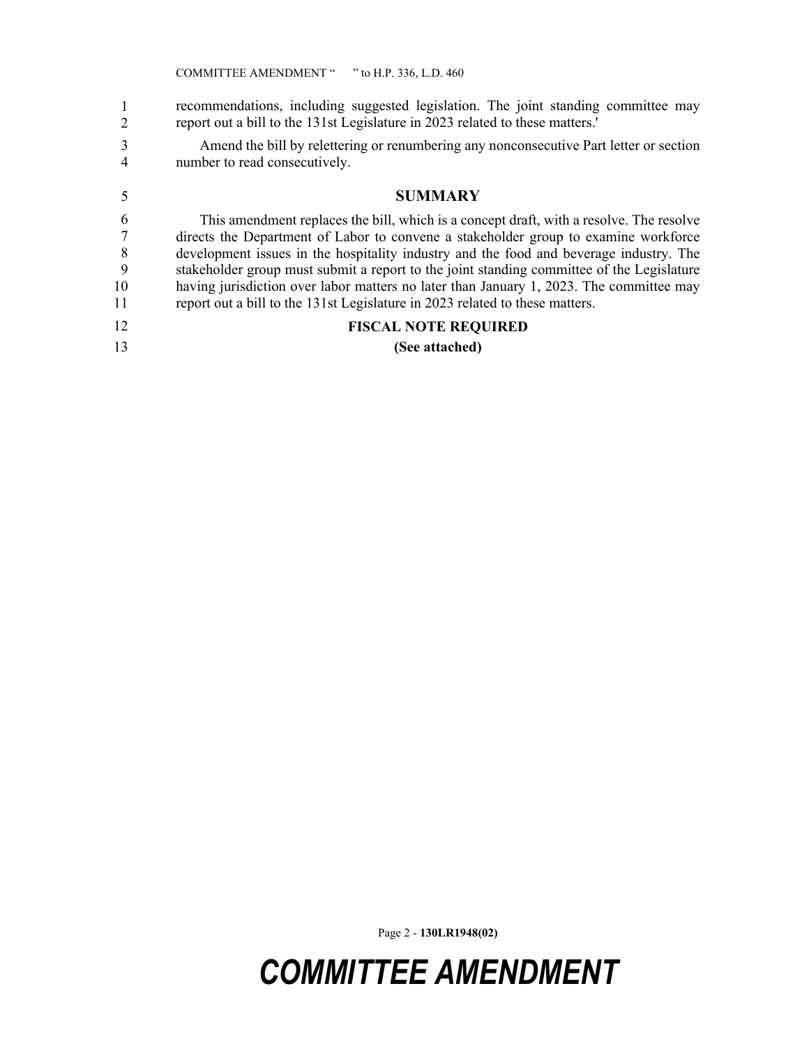recommendations, including suggested legislation. The joint standing committee may report out a bill to the 131st Legislature in 2023 related to these matters.'

Amend the bill by relettering or renumbering any nonconsecutive Part letter or section number to read consecutively.

## SUMMARY

This amendment replaces the bill, which is a concept draft, with a resolve. The resolve directs the Department of Labor to convene a stakeholder group to examine workforce development issues in the hospitality industry and the food and beverage industry. The stakeholder group must submit a report to the joint standing committee of the Legislature having jurisdiction over labor matters no later than January 1, 2023. The committee may report out a bill to the 131st Legislature in 2023 related to these matters.

**FISCAL NOTE REQUIRED**

**(See attached)**